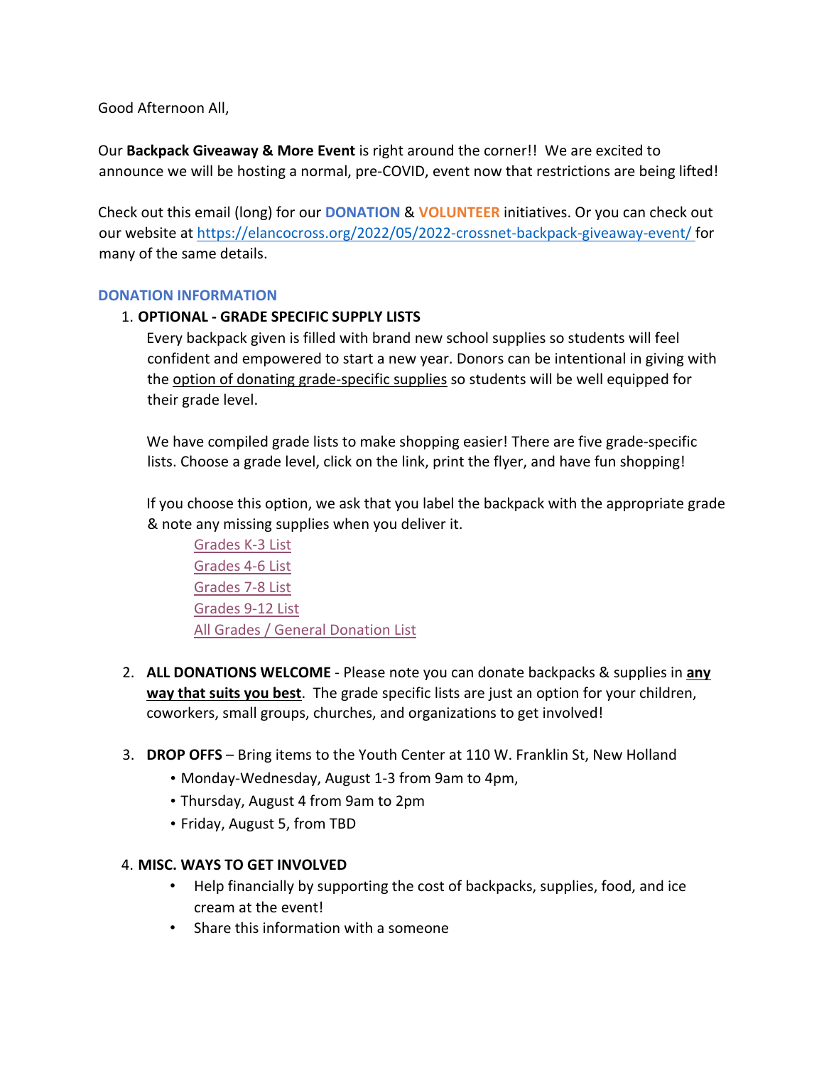Good Afternoon All,

Our **Backpack Giveaway & More Event** is right around the corner!! We are excited to announce we will be hosting a normal, pre-COVID, event now that restrictions are being lifted!

Check out this email (long) for our **DONATION** & **VOLUNTEER** initiatives. Or you can check out our website at https://elancocross.org/2022/05/2022-crossnet-backpack-giveaway-event/ for many of the same details.

## DONATION INFORMATION

1. **OPTIONAL - GRADE SPECIFIC SUPPLY LISTS**

   Every backpack given is filled with brand new school supplies so students will feel confident and empowered to start a new year. Donors can be intentional in giving with the option of donating grade-specific supplies so students will be well equipped for their grade level.

   We have compiled grade lists to make shopping easier! There are five grade-specific lists. Choose a grade level, click on the link, print the flyer, and have fun shopping!

   If you choose this option, we ask that you label the backpack with the appropriate grade & note any missing supplies when you deliver it.

   - Grades K-3 List
   - Grades 4-6 List
   - Grades 7-8 List
   - Grades 9-12 List
   - All Grades / General Donation List

2. **ALL DONATIONS WELCOME** - Please note you can donate backpacks & supplies in **any way that suits you best**. The grade specific lists are just an option for your children, coworkers, small groups, churches, and organizations to get involved!

3. **DROP OFFS** – Bring items to the Youth Center at 110 W. Franklin St, New Holland
   - Monday-Wednesday, August 1-3 from 9am to 4pm,
   - Thursday, August 4 from 9am to 2pm
   - Friday, August 5, from TBD

4. **MISC. WAYS TO GET INVOLVED**
   - Help financially by supporting the cost of backpacks, supplies, food, and ice cream at the event!
   - Share this information with a someone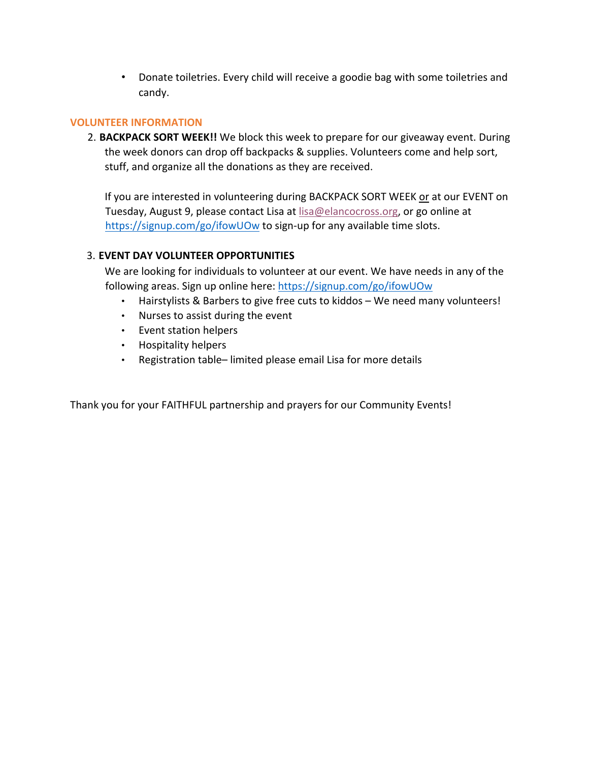- Donate toiletries. Every child will receive a goodie bag with some toiletries and candy.

## VOLUNTEER INFORMATION

2. **BACKPACK SORT WEEK!!** We block this week to prepare for our giveaway event. During the week donors can drop off backpacks & supplies. Volunteers come and help sort, stuff, and organize all the donations as they are received.

   If you are interested in volunteering during BACKPACK SORT WEEK or at our EVENT on Tuesday, August 9, please contact Lisa at lisa@elancocross.org, or go online at https://signup.com/go/ifowUOw to sign-up for any available time slots.

3. **EVENT DAY VOLUNTEER OPPORTUNITIES**
   We are looking for individuals to volunteer at our event. We have needs in any of the following areas. Sign up online here: https://signup.com/go/ifowUOw
   - Hairstylists & Barbers to give free cuts to kiddos – We need many volunteers!
   - Nurses to assist during the event
   - Event station helpers
   - Hospitality helpers
   - Registration table– limited please email Lisa for more details

Thank you for your FAITHFUL partnership and prayers for our Community Events!